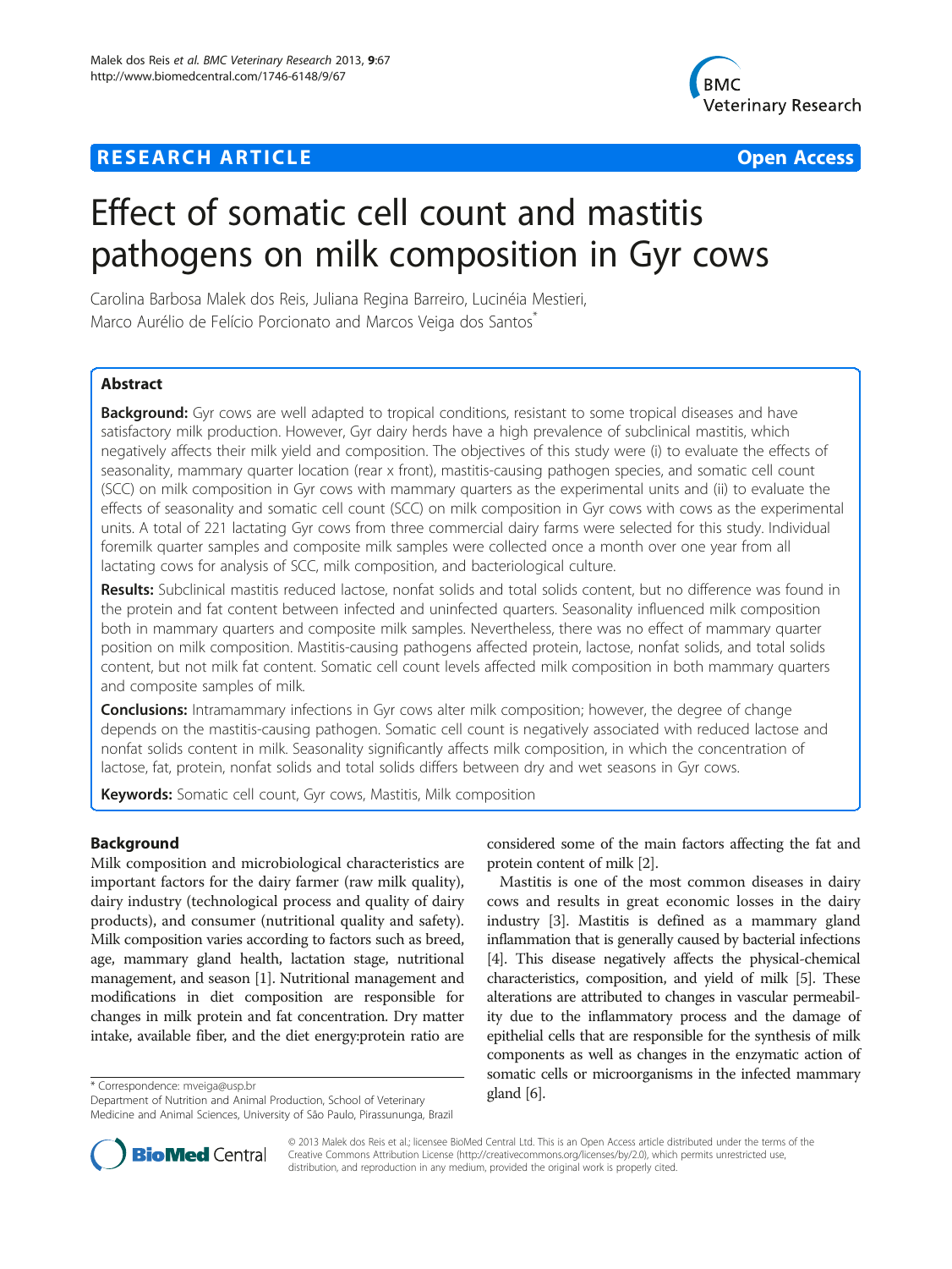**RESEARCH ARTICLE** **Open Access**

# Effect of somatic cell count and mastitis pathogens on milk composition in Gyr cows

Carolina Barbosa Malek dos Reis, Juliana Regina Barreiro, Lucinéia Mestieri, Marco Aurélio de Felício Porcionato and Marcos Veiga dos Santos*

## Abstract

**Background:** Gyr cows are well adapted to tropical conditions, resistant to some tropical diseases and have satisfactory milk production. However, Gyr dairy herds have a high prevalence of subclinical mastitis, which negatively affects their milk yield and composition. The objectives of this study were (i) to evaluate the effects of seasonality, mammary quarter location (rear x front), mastitis-causing pathogen species, and somatic cell count (SCC) on milk composition in Gyr cows with mammary quarters as the experimental units and (ii) to evaluate the effects of seasonality and somatic cell count (SCC) on milk composition in Gyr cows with cows as the experimental units. A total of 221 lactating Gyr cows from three commercial dairy farms were selected for this study. Individual foremilk quarter samples and composite milk samples were collected once a month over one year from all lactating cows for analysis of SCC, milk composition, and bacteriological culture.

**Results:** Subclinical mastitis reduced lactose, nonfat solids and total solids content, but no difference was found in the protein and fat content between infected and uninfected quarters. Seasonality influenced milk composition both in mammary quarters and composite milk samples. Nevertheless, there was no effect of mammary quarter position on milk composition. Mastitis-causing pathogens affected protein, lactose, nonfat solids, and total solids content, but not milk fat content. Somatic cell count levels affected milk composition in both mammary quarters and composite samples of milk.

**Conclusions:** Intramammary infections in Gyr cows alter milk composition; however, the degree of change depends on the mastitis-causing pathogen. Somatic cell count is negatively associated with reduced lactose and nonfat solids content in milk. Seasonality significantly affects milk composition, in which the concentration of lactose, fat, protein, nonfat solids and total solids differs between dry and wet seasons in Gyr cows.

**Keywords:** Somatic cell count, Gyr cows, Mastitis, Milk composition

## Background

Milk composition and microbiological characteristics are important factors for the dairy farmer (raw milk quality), dairy industry (technological process and quality of dairy products), and consumer (nutritional quality and safety). Milk composition varies according to factors such as breed, age, mammary gland health, lactation stage, nutritional management, and season [1]. Nutritional management and modifications in diet composition are responsible for changes in milk protein and fat concentration. Dry matter intake, available fiber, and the diet energy:protein ratio are considered some of the main factors affecting the fat and protein content of milk [2].

Mastitis is one of the most common diseases in dairy cows and results in great economic losses in the dairy industry [3]. Mastitis is defined as a mammary gland inflammation that is generally caused by bacterial infections [4]. This disease negatively affects the physical-chemical characteristics, composition, and yield of milk [5]. These alterations are attributed to changes in vascular permeability due to the inflammatory process and the damage of epithelial cells that are responsible for the synthesis of milk components as well as changes in the enzymatic action of somatic cells or microorganisms in the infected mammary gland [6].

\* Correspondence: mveiga@usp.br
Department of Nutrition and Animal Production, School of Veterinary Medicine and Animal Sciences, University of São Paulo, Pirassununga, Brazil

© 2013 Malek dos Reis et al.; licensee BioMed Central Ltd. This is an Open Access article distributed under the terms of the Creative Commons Attribution License (http://creativecommons.org/licenses/by/2.0), which permits unrestricted use, distribution, and reproduction in any medium, provided the original work is properly cited.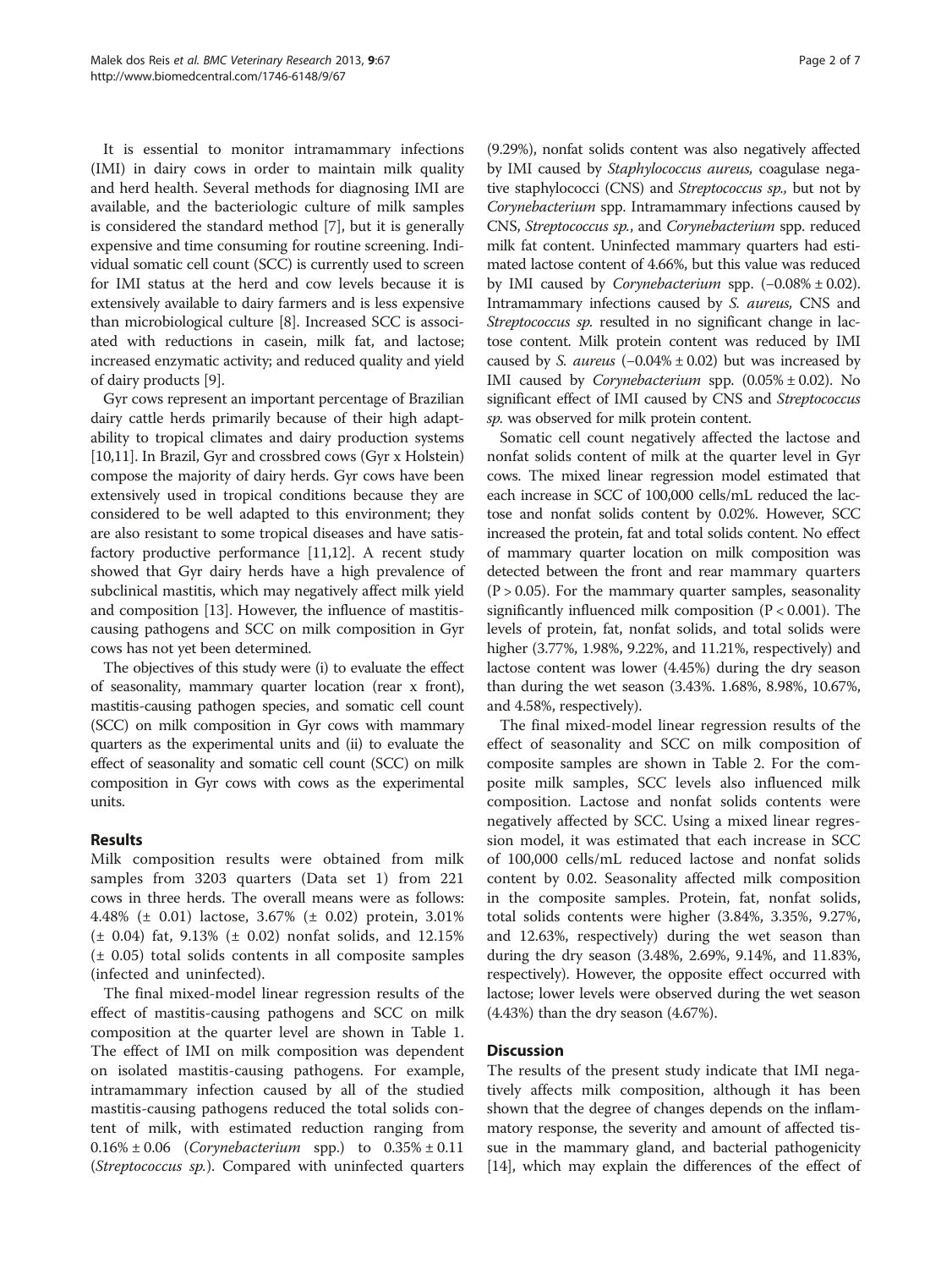It is essential to monitor intramammary infections (IMI) in dairy cows in order to maintain milk quality and herd health. Several methods for diagnosing IMI are available, and the bacteriologic culture of milk samples is considered the standard method [7], but it is generally expensive and time consuming for routine screening. Individual somatic cell count (SCC) is currently used to screen for IMI status at the herd and cow levels because it is extensively available to dairy farmers and is less expensive than microbiological culture [8]. Increased SCC is associated with reductions in casein, milk fat, and lactose; increased enzymatic activity; and reduced quality and yield of dairy products [9].

Gyr cows represent an important percentage of Brazilian dairy cattle herds primarily because of their high adaptability to tropical climates and dairy production systems [10,11]. In Brazil, Gyr and crossbred cows (Gyr x Holstein) compose the majority of dairy herds. Gyr cows have been extensively used in tropical conditions because they are considered to be well adapted to this environment; they are also resistant to some tropical diseases and have satisfactory productive performance [11,12]. A recent study showed that Gyr dairy herds have a high prevalence of subclinical mastitis, which may negatively affect milk yield and composition [13]. However, the influence of mastitis-causing pathogens and SCC on milk composition in Gyr cows has not yet been determined.

The objectives of this study were (i) to evaluate the effect of seasonality, mammary quarter location (rear x front), mastitis-causing pathogen species, and somatic cell count (SCC) on milk composition in Gyr cows with mammary quarters as the experimental units and (ii) to evaluate the effect of seasonality and somatic cell count (SCC) on milk composition in Gyr cows with cows as the experimental units.

## Results

Milk composition results were obtained from milk samples from 3203 quarters (Data set 1) from 221 cows in three herds. The overall means were as follows: 4.48% (± 0.01) lactose, 3.67% (± 0.02) protein, 3.01% (± 0.04) fat, 9.13% (± 0.02) nonfat solids, and 12.15% (± 0.05) total solids contents in all composite samples (infected and uninfected).

The final mixed-model linear regression results of the effect of mastitis-causing pathogens and SCC on milk composition at the quarter level are shown in Table 1. The effect of IMI on milk composition was dependent on isolated mastitis-causing pathogens. For example, intramammary infection caused by all of the studied mastitis-causing pathogens reduced the total solids content of milk, with estimated reduction ranging from 0.16% ± 0.06 (*Corynebacterium* spp.) to 0.35% ± 0.11 (*Streptococcus sp.*). Compared with uninfected quarters (9.29%), nonfat solids content was also negatively affected by IMI caused by *Staphylococcus aureus,* coagulase negative staphylococci (CNS) and *Streptococcus sp.,* but not by *Corynebacterium* spp. Intramammary infections caused by CNS, *Streptococcus sp.*, and *Corynebacterium* spp. reduced milk fat content. Uninfected mammary quarters had estimated lactose content of 4.66%, but this value was reduced by IMI caused by *Corynebacterium* spp. (−0.08% ± 0.02). Intramammary infections caused by *S. aureus,* CNS and *Streptococcus sp.* resulted in no significant change in lactose content. Milk protein content was reduced by IMI caused by *S. aureus* (−0.04% ± 0.02) but was increased by IMI caused by *Corynebacterium* spp. (0.05% ± 0.02). No significant effect of IMI caused by CNS and *Streptococcus sp.* was observed for milk protein content.

Somatic cell count negatively affected the lactose and nonfat solids content of milk at the quarter level in Gyr cows. The mixed linear regression model estimated that each increase in SCC of 100,000 cells/mL reduced the lactose and nonfat solids content by 0.02%. However, SCC increased the protein, fat and total solids content. No effect of mammary quarter location on milk composition was detected between the front and rear mammary quarters ($P > 0.05$). For the mammary quarter samples, seasonality significantly influenced milk composition ($P < 0.001$). The levels of protein, fat, nonfat solids, and total solids were higher (3.77%, 1.98%, 9.22%, and 11.21%, respectively) and lactose content was lower (4.45%) during the dry season than during the wet season (3.43%. 1.68%, 8.98%, 10.67%, and 4.58%, respectively).

The final mixed-model linear regression results of the effect of seasonality and SCC on milk composition of composite samples are shown in Table 2. For the composite milk samples, SCC levels also influenced milk composition. Lactose and nonfat solids contents were negatively affected by SCC. Using a mixed linear regression model, it was estimated that each increase in SCC of 100,000 cells/mL reduced lactose and nonfat solids content by 0.02. Seasonality affected milk composition in the composite samples. Protein, fat, nonfat solids, total solids contents were higher (3.84%, 3.35%, 9.27%, and 12.63%, respectively) during the wet season than during the dry season (3.48%, 2.69%, 9.14%, and 11.83%, respectively). However, the opposite effect occurred with lactose; lower levels were observed during the wet season (4.43%) than the dry season (4.67%).

## Discussion

The results of the present study indicate that IMI negatively affects milk composition, although it has been shown that the degree of changes depends on the inflammatory response, the severity and amount of affected tissue in the mammary gland, and bacterial pathogenicity [14], which may explain the differences of the effect of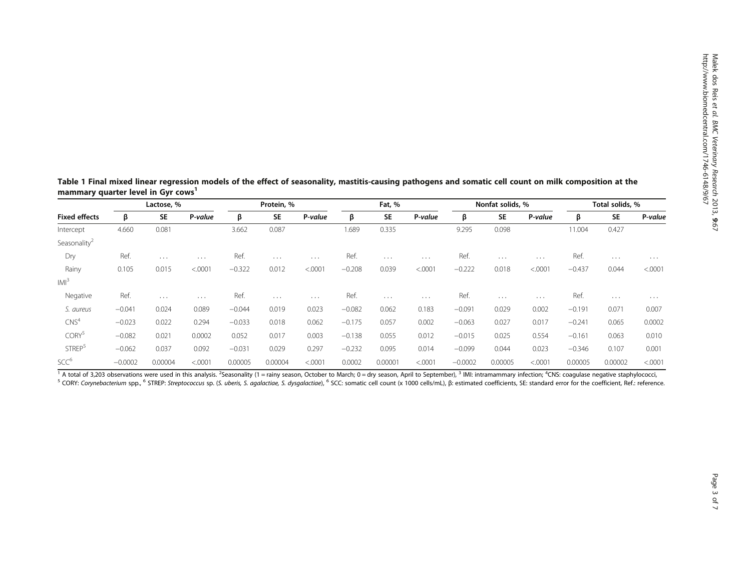**Table 1 Final mixed linear regression models of the effect of seasonality, mastitis-causing pathogens and somatic cell count on milk composition at the mammary quarter level in Gyr cows[1]**

| Fixed effects | Lactose, % | | | Protein, % | | | Fat, % | | | Nonfat solids, % | | | Total solids, % | | |
|---|---|---|---|---|---|---|---|---|---|---|---|---|---|---|---|
| | β | SE | *P-value* | β | SE | *P-value* | β | SE | *P-value* | β | SE | *P-value* | β | SE | *P-value* |
| Intercept | 4.660 | 0.081 | | 3.662 | 0.087 | | 1.689 | 0.335 | | 9.295 | 0.098 | | 11.004 | 0.427 | |
| Seasonality[2] | | | | | | | | | | | | | | | |
| Dry | Ref. | . . . | . . . | Ref. | . . . | . . . | Ref. | . . . | . . . | Ref. | . . . | . . . | Ref. | . . . | . . . |
| Rainy | 0.105 | 0.015 | <.0001 | −0.322 | 0.012 | <.0001 | −0.208 | 0.039 | <.0001 | −0.222 | 0.018 | <.0001 | −0.437 | 0.044 | <.0001 |
| IMI[3] | | | | | | | | | | | | | | | |
| Negative | Ref. | . . . | . . . | Ref. | . . . | . . . | Ref. | . . . | . . . | Ref. | . . . | . . . | Ref. | . . . | . . . |
| *S. aureus* | −0.041 | 0.024 | 0.089 | −0.044 | 0.019 | 0.023 | −0.082 | 0.062 | 0.183 | −0.091 | 0.029 | 0.002 | −0.191 | 0.071 | 0.007 |
| CNS[4] | −0.023 | 0.022 | 0.294 | −0.033 | 0.018 | 0.062 | −0.175 | 0.057 | 0.002 | −0.063 | 0.027 | 0.017 | −0.241 | 0.065 | 0.0002 |
| CORY[5] | −0.082 | 0.021 | 0.0002 | 0.052 | 0.017 | 0.003 | −0.138 | 0.055 | 0.012 | −0.015 | 0.025 | 0.554 | −0.161 | 0.063 | 0.010 |
| STREP[5] | −0.062 | 0.037 | 0.092 | −0.031 | 0.029 | 0.297 | −0.232 | 0.095 | 0.014 | −0.099 | 0.044 | 0.023 | −0.346 | 0.107 | 0.001 |
| SCC[6] | −0.0002 | 0.00004 | <.0001 | 0.00005 | 0.00004 | <.0001 | 0.0002 | 0.00001 | <.0001 | −0.0002 | 0.00005 | <.0001 | 0.00005 | 0.00002 | <.0001 |

[1] A total of 3,203 observations were used in this analysis. [2]Seasonality (1 = rainy season, October to March; 0 = dry season, April to September), [3] IMI: intramammary infection; [4]CNS: coagulase negative staphylococci, [5] CORY: *Corynebacterium* spp., [6] STREP: *Streptococcus* sp. (*S. uberis, S. agalactiae, S. dysgalactiae*), [6] SCC: somatic cell count (x 1000 cells/mL), β: estimated coefficients, SE: standard error for the coefficient, Ref.: reference.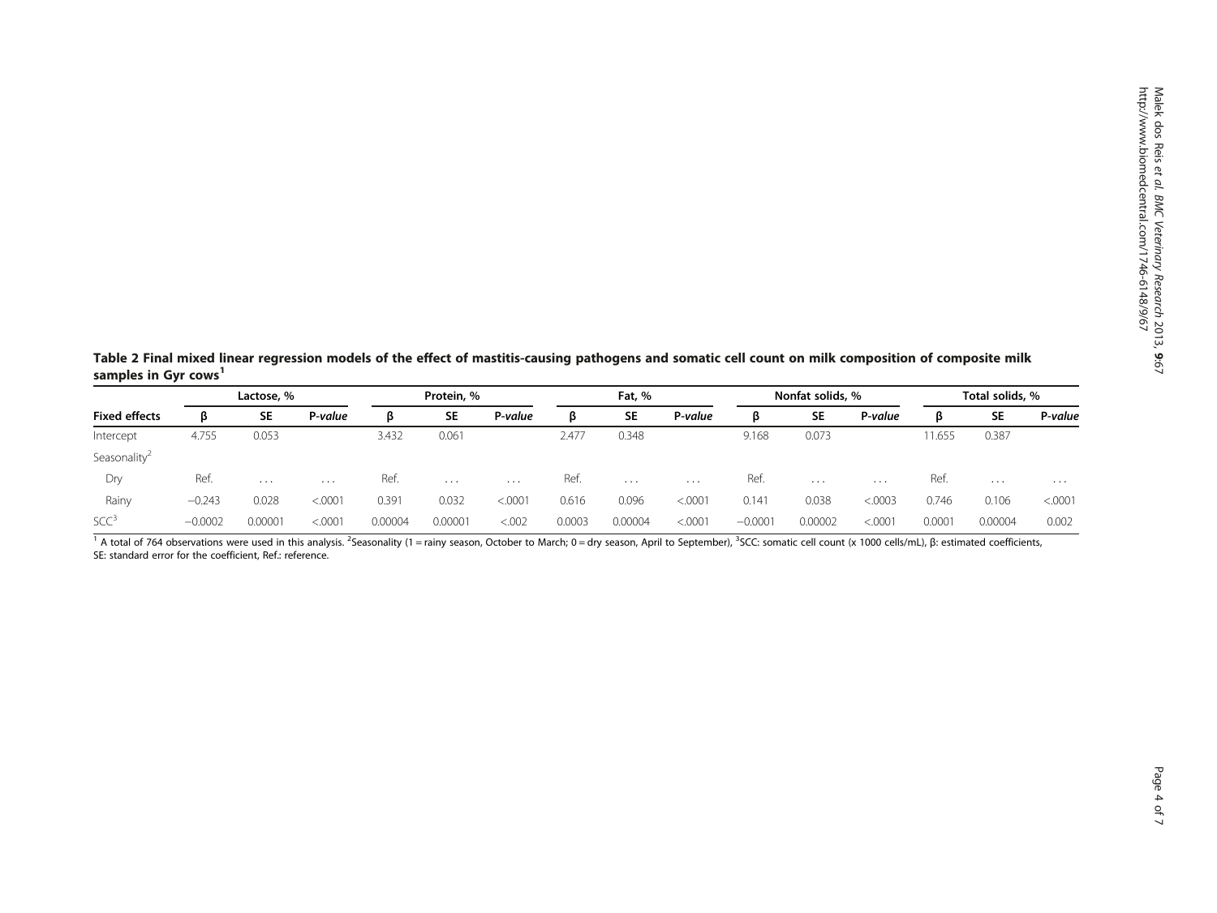**Table 2 Final mixed linear regression models of the effect of mastitis-causing pathogens and somatic cell count on milk composition of composite milk samples in Gyr cows[1]**

| Fixed effects | Lactose, % | | | Protein, % | | | Fat, % | | | Nonfat solids, % | | | Total solids, % | | |
|---|---|---|---|---|---|---|---|---|---|---|---|---|---|---|---|
| | β | SE | *P-value* | β | SE | *P-value* | β | SE | *P-value* | β | SE | *P-value* | β | SE | *P-value* |
| Intercept | 4.755 | 0.053 | | 3.432 | 0.061 | | 2.477 | 0.348 | | 9.168 | 0.073 | | 11.655 | 0.387 | |
| Seasonality[2] | | | | | | | | | | | | | | | |
| Dry | Ref. | ... | ... | Ref. | ... | ... | Ref. | ... | ... | Ref. | ... | ... | Ref. | ... | ... |
| Rainy | −0.243 | 0.028 | <.0001 | 0.391 | 0.032 | <.0001 | 0.616 | 0.096 | <.0001 | 0.141 | 0.038 | <.0003 | 0.746 | 0.106 | <.0001 |
| SCC[3] | −0.0002 | 0.00001 | <.0001 | 0.00004 | 0.00001 | <.002 | 0.0003 | 0.00004 | <.0001 | −0.0001 | 0.00002 | <.0001 | 0.0001 | 0.00004 | 0.002 |

[1] A total of 764 observations were used in this analysis. [2]Seasonality (1 = rainy season, October to March; 0 = dry season, April to September), [3]SCC: somatic cell count (x 1000 cells/mL), β: estimated coefficients, SE: standard error for the coefficient, Ref.: reference.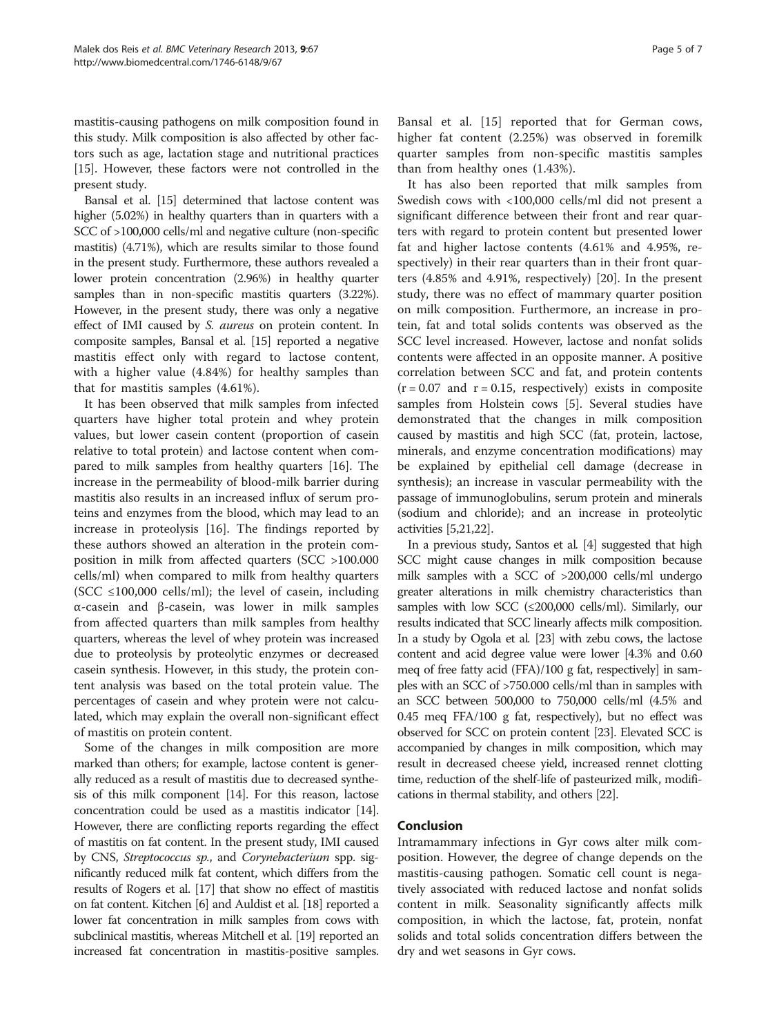mastitis-causing pathogens on milk composition found in this study. Milk composition is also affected by other factors such as age, lactation stage and nutritional practices [15]. However, these factors were not controlled in the present study.

Bansal et al. [15] determined that lactose content was higher (5.02%) in healthy quarters than in quarters with a SCC of >100,000 cells/ml and negative culture (non-specific mastitis) (4.71%), which are results similar to those found in the present study. Furthermore, these authors revealed a lower protein concentration (2.96%) in healthy quarter samples than in non-specific mastitis quarters (3.22%). However, in the present study, there was only a negative effect of IMI caused by *S. aureus* on protein content. In composite samples, Bansal et al. [15] reported a negative mastitis effect only with regard to lactose content, with a higher value (4.84%) for healthy samples than that for mastitis samples (4.61%).

It has been observed that milk samples from infected quarters have higher total protein and whey protein values, but lower casein content (proportion of casein relative to total protein) and lactose content when compared to milk samples from healthy quarters [16]. The increase in the permeability of blood-milk barrier during mastitis also results in an increased influx of serum proteins and enzymes from the blood, which may lead to an increase in proteolysis [16]. The findings reported by these authors showed an alteration in the protein composition in milk from affected quarters (SCC >100.000 cells/ml) when compared to milk from healthy quarters (SCC ≤100,000 cells/ml); the level of casein, including α-casein and β-casein, was lower in milk samples from affected quarters than milk samples from healthy quarters, whereas the level of whey protein was increased due to proteolysis by proteolytic enzymes or decreased casein synthesis. However, in this study, the protein content analysis was based on the total protein value. The percentages of casein and whey protein were not calculated, which may explain the overall non-significant effect of mastitis on protein content.

Some of the changes in milk composition are more marked than others; for example, lactose content is generally reduced as a result of mastitis due to decreased synthesis of this milk component [14]. For this reason, lactose concentration could be used as a mastitis indicator [14]. However, there are conflicting reports regarding the effect of mastitis on fat content. In the present study, IMI caused by CNS, *Streptococcus sp.*, and *Corynebacterium* spp. significantly reduced milk fat content, which differs from the results of Rogers et al. [17] that show no effect of mastitis on fat content. Kitchen [6] and Auldist et al. [18] reported a lower fat concentration in milk samples from cows with subclinical mastitis, whereas Mitchell et al. [19] reported an increased fat concentration in mastitis-positive samples. Bansal et al. [15] reported that for German cows, higher fat content (2.25%) was observed in foremilk quarter samples from non-specific mastitis samples than from healthy ones (1.43%).

It has also been reported that milk samples from Swedish cows with <100,000 cells/ml did not present a significant difference between their front and rear quarters with regard to protein content but presented lower fat and higher lactose contents (4.61% and 4.95%, respectively) in their rear quarters than in their front quarters (4.85% and 4.91%, respectively) [20]. In the present study, there was no effect of mammary quarter position on milk composition. Furthermore, an increase in protein, fat and total solids contents was observed as the SCC level increased. However, lactose and nonfat solids contents were affected in an opposite manner. A positive correlation between SCC and fat, and protein contents ($r = 0.07$ and $r = 0.15$, respectively) exists in composite samples from Holstein cows [5]. Several studies have demonstrated that the changes in milk composition caused by mastitis and high SCC (fat, protein, lactose, minerals, and enzyme concentration modifications) may be explained by epithelial cell damage (decrease in synthesis); an increase in vascular permeability with the passage of immunoglobulins, serum protein and minerals (sodium and chloride); and an increase in proteolytic activities [5,21,22].

In a previous study, Santos et al. [4] suggested that high SCC might cause changes in milk composition because milk samples with a SCC of >200,000 cells/ml undergo greater alterations in milk chemistry characteristics than samples with low SCC (≤200,000 cells/ml). Similarly, our results indicated that SCC linearly affects milk composition. In a study by Ogola et al. [23] with zebu cows, the lactose content and acid degree value were lower [4.3% and 0.60 meq of free fatty acid (FFA)/100 g fat, respectively] in samples with an SCC of >750.000 cells/ml than in samples with an SCC between 500,000 to 750,000 cells/ml (4.5% and 0.45 meq FFA/100 g fat, respectively), but no effect was observed for SCC on protein content [23]. Elevated SCC is accompanied by changes in milk composition, which may result in decreased cheese yield, increased rennet clotting time, reduction of the shelf-life of pasteurized milk, modifications in thermal stability, and others [22].

## Conclusion

Intramammary infections in Gyr cows alter milk composition. However, the degree of change depends on the mastitis-causing pathogen. Somatic cell count is negatively associated with reduced lactose and nonfat solids content in milk. Seasonality significantly affects milk composition, in which the lactose, fat, protein, nonfat solids and total solids concentration differs between the dry and wet seasons in Gyr cows.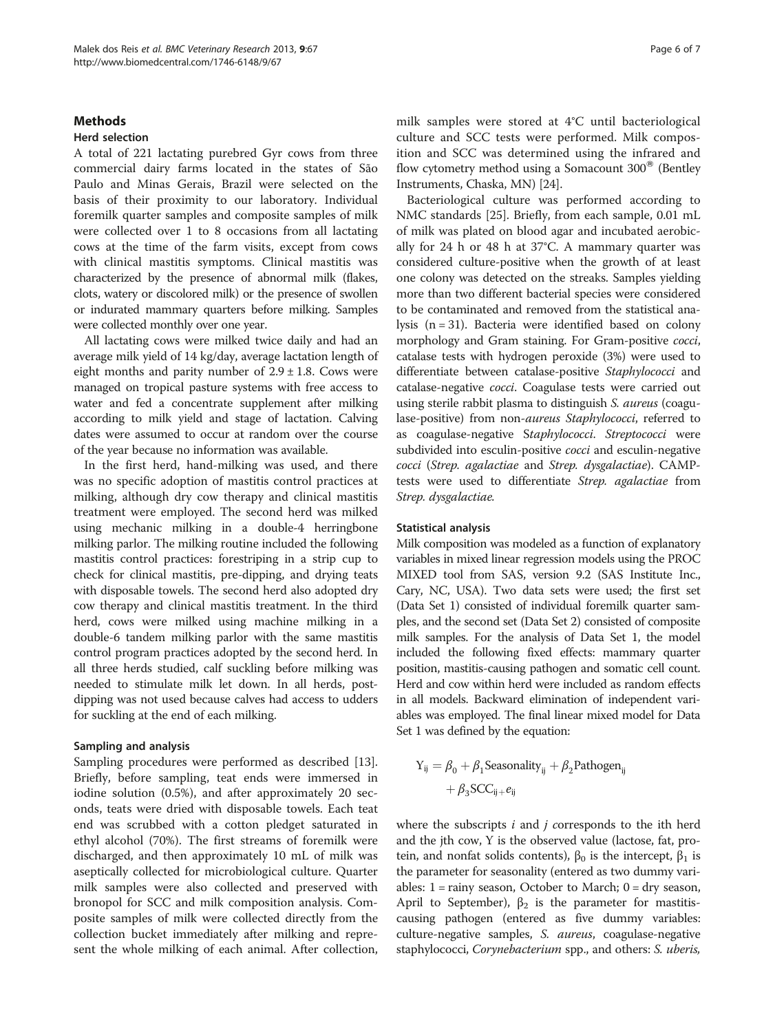## Methods

### Herd selection

A total of 221 lactating purebred Gyr cows from three commercial dairy farms located in the states of São Paulo and Minas Gerais, Brazil were selected on the basis of their proximity to our laboratory. Individual foremilk quarter samples and composite samples of milk were collected over 1 to 8 occasions from all lactating cows at the time of the farm visits, except from cows with clinical mastitis symptoms. Clinical mastitis was characterized by the presence of abnormal milk (flakes, clots, watery or discolored milk) or the presence of swollen or indurated mammary quarters before milking. Samples were collected monthly over one year.

All lactating cows were milked twice daily and had an average milk yield of 14 kg/day, average lactation length of eight months and parity number of 2.9 ± 1.8. Cows were managed on tropical pasture systems with free access to water and fed a concentrate supplement after milking according to milk yield and stage of lactation. Calving dates were assumed to occur at random over the course of the year because no information was available.

In the first herd, hand-milking was used, and there was no specific adoption of mastitis control practices at milking, although dry cow therapy and clinical mastitis treatment were employed. The second herd was milked using mechanic milking in a double-4 herringbone milking parlor. The milking routine included the following mastitis control practices: forestriping in a strip cup to check for clinical mastitis, pre-dipping, and drying teats with disposable towels. The second herd also adopted dry cow therapy and clinical mastitis treatment. In the third herd, cows were milked using machine milking in a double-6 tandem milking parlor with the same mastitis control program practices adopted by the second herd. In all three herds studied, calf suckling before milking was needed to stimulate milk let down. In all herds, post-dipping was not used because calves had access to udders for suckling at the end of each milking.

### Sampling and analysis

Sampling procedures were performed as described [13]. Briefly, before sampling, teat ends were immersed in iodine solution (0.5%), and after approximately 20 seconds, teats were dried with disposable towels. Each teat end was scrubbed with a cotton pledget saturated in ethyl alcohol (70%). The first streams of foremilk were discharged, and then approximately 10 mL of milk was aseptically collected for microbiological culture. Quarter milk samples were also collected and preserved with bronopol for SCC and milk composition analysis. Composite samples of milk were collected directly from the collection bucket immediately after milking and represent the whole milking of each animal. After collection, milk samples were stored at 4°C until bacteriological culture and SCC tests were performed. Milk composition and SCC was determined using the infrared and flow cytometry method using a Somacount 300® (Bentley Instruments, Chaska, MN) [24].

Bacteriological culture was performed according to NMC standards [25]. Briefly, from each sample, 0.01 mL of milk was plated on blood agar and incubated aerobically for 24 h or 48 h at 37°C. A mammary quarter was considered culture-positive when the growth of at least one colony was detected on the streaks. Samples yielding more than two different bacterial species were considered to be contaminated and removed from the statistical analysis (n = 31). Bacteria were identified based on colony morphology and Gram staining. For Gram-positive *cocci*, catalase tests with hydrogen peroxide (3%) were used to differentiate between catalase-positive *Staphylococci* and catalase-negative *cocci*. Coagulase tests were carried out using sterile rabbit plasma to distinguish *S. aureus* (coagulase-positive) from non-*aureus Staphylococci*, referred to as coagulase-negative S*taphylococci*. *Streptococci* were subdivided into esculin-positive *cocci* and esculin-negative *cocci* (*Strep. agalactiae* and *Strep. dysgalactiae*). CAMP-tests were used to differentiate *Strep. agalactiae* from *Strep. dysgalactiae.*

### Statistical analysis

Milk composition was modeled as a function of explanatory variables in mixed linear regression models using the PROC MIXED tool from SAS, version 9.2 (SAS Institute Inc., Cary, NC, USA). Two data sets were used; the first set (Data Set 1) consisted of individual foremilk quarter samples, and the second set (Data Set 2) consisted of composite milk samples. For the analysis of Data Set 1, the model included the following fixed effects: mammary quarter position, mastitis-causing pathogen and somatic cell count. Herd and cow within herd were included as random effects in all models. Backward elimination of independent variables was employed. The final linear mixed model for Data Set 1 was defined by the equation:

$$Y_{ij} = \beta_0 + \beta_1 \text{Seasonality}_{ij} + \beta_2 \text{Pathogen}_{ij} + \beta_3 \text{SCC}_{ij} + e_{ij}$$

where the subscripts *i* and *j* corresponds to the ith herd and the jth cow, Y is the observed value (lactose, fat, protein, and nonfat solids contents), $\beta_0$ is the intercept, $\beta_1$ is the parameter for seasonality (entered as two dummy variables: 1 = rainy season, October to March; 0 = dry season, April to September), $\beta_2$ is the parameter for mastitis-causing pathogen (entered as five dummy variables: culture-negative samples, *S. aureus*, coagulase-negative staphylococci, *Corynebacterium* spp., and others: *S. uberis,*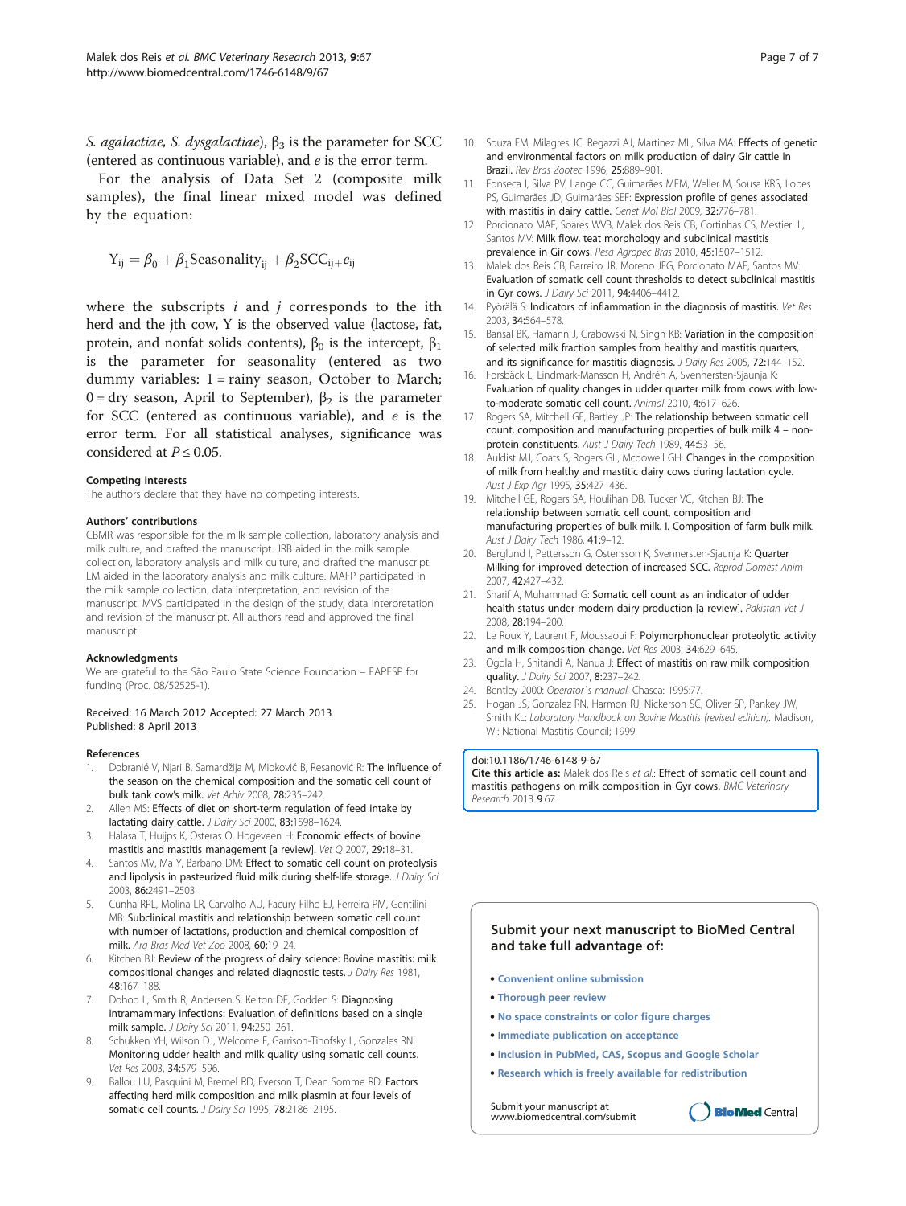*S. agalactiae, S. dysgalactiae*), $\beta_3$ is the parameter for SCC (entered as continuous variable), and *e* is the error term.

For the analysis of Data Set 2 (composite milk samples), the final linear mixed model was defined by the equation:

$$Y_{ij} = \beta_0 + \beta_1 \text{Seasonality}_{ij} + \beta_2 \text{SCC}_{ij} + e_{ij}$$

where the subscripts *i* and *j* corresponds to the ith herd and the jth cow, Y is the observed value (lactose, fat, protein, and nonfat solids contents), $\beta_0$ is the intercept, $\beta_1$ is the parameter for seasonality (entered as two dummy variables: 1 = rainy season, October to March; 0 = dry season, April to September), $\beta_2$ is the parameter for SCC (entered as continuous variable), and *e* is the error term. For all statistical analyses, significance was considered at $P \leq 0.05$.

#### Competing interests

The authors declare that they have no competing interests.

#### Authors' contributions

CBMR was responsible for the milk sample collection, laboratory analysis and milk culture, and drafted the manuscript. JRB aided in the milk sample collection, laboratory analysis and milk culture, and drafted the manuscript. LM aided in the laboratory analysis and milk culture. MAFP participated in the milk sample collection, data interpretation, and revision of the manuscript. MVS participated in the design of the study, data interpretation and revision of the manuscript. All authors read and approved the final manuscript.

#### Acknowledgments

We are grateful to the São Paulo State Science Foundation – FAPESP for funding (Proc. 08/52525-1).

Received: 16 March 2012 Accepted: 27 March 2013
Published: 8 April 2013

#### References

1. Dobranić V, Njari B, Samardžija M, Mioković B, Resanović R: **The influence of the season on the chemical composition and the somatic cell count of bulk tank cow's milk.** *Vet Arhiv* 2008, **78**:235–242.
2. Allen MS: **Effects of diet on short-term regulation of feed intake by lactating dairy cattle.** *J Dairy Sci* 2000, **83**:1598–1624.
3. Halasa T, Huijps K, Osteras O, Hogeveen H: **Economic effects of bovine mastitis and mastitis management [a review].** *Vet Q* 2007, **29**:18–31.
4. Santos MV, Ma Y, Barbano DM: **Effect to somatic cell count on proteolysis and lipolysis in pasteurized fluid milk during shelf-life storage.** *J Dairy Sci* 2003, **86**:2491–2503.
5. Cunha RPL, Molina LR, Carvalho AU, Facury Filho EJ, Ferreira PM, Gentilini MB: **Subclinical mastitis and relationship between somatic cell count with number of lactations, production and chemical composition of milk.** *Arq Bras Med Vet Zoo* 2008, **60**:19–24.
6. Kitchen BJ: **Review of the progress of dairy science: Bovine mastitis: milk compositional changes and related diagnostic tests.** *J Dairy Res* 1981, **48**:167–188.
7. Dohoo L, Smith R, Andersen S, Kelton DF, Godden S: **Diagnosing intrammamary infections: Evaluation of definitions based on a single milk sample.** *J Dairy Sci* 2011, **94**:250–261.
8. Schukken YH, Wilson DJ, Welcome F, Garrison-Tinofsky L, Gonzales RN: **Monitoring udder health and milk quality using somatic cell counts.** *Vet Res* 2003, **34**:579–596.
9. Ballou LU, Pasquini M, Bremel RD, Everson T, Dean Somme RD: **Factors affecting herd milk composition and milk plasmin at four levels of somatic cell counts.** *J Dairy Sci* 1995, **78**:2186–2195.
10. Souza EM, Milagres JC, Regazzi AJ, Martinez ML, Silva MA: **Effects of genetic and environmental factors on milk production of dairy Gir cattle in Brazil.** *Rev Bras Zootec* 1996, **25**:889–901.
11. Fonseca I, Silva PV, Lange CC, Guimarães MFM, Weller M, Sousa KRS, Lopes PS, Guimarães JD, Guimarães SEF: **Expression profile of genes associated with mastitis in dairy cattle.** *Genet Mol Biol* 2009, **32**:776–781.
12. Porcionato MAF, Soares WVB, Malek dos Reis CB, Cortinhas CS, Mestieri L, Santos MV: **Milk flow, teat morphology and subclinical mastitis prevalence in Gir cows.** *Pesq Agropec Bras* 2010, **45**:1507–1512.
13. Malek dos Reis CB, Barreiro JR, Moreno JFG, Porcionato MAF, Santos MV: **Evaluation of somatic cell count thresholds to detect subclinical mastitis in Gyr cows.** *J Dairy Sci* 2011, **94**:4406–4412.
14. Pyörälä S: **Indicators of inflammation in the diagnosis of mastitis.** *Vet Res* 2003, **34**:564–578.
15. Bansal BK, Hamann J, Grabowski N, Singh KB: **Variation in the composition of selected milk fraction samples from healthy and mastitis quarters, and its significance for mastitis diagnosis.** *J Dairy Res* 2005, **72**:144–152.
16. Forsbäck L, Lindmark-Mansson H, Andrén A, Svennersten-Sjaunja K: **Evaluation of quality changes in udder quarter milk from cows with low-to-moderate somatic cell count.** *Animal* 2010, **4**:617–626.
17. Rogers SA, Mitchell GE, Bartley JP: **The relationship between somatic cell count, composition and manufacturing properties of bulk milk 4 – non-protein constituents.** *Aust J Dairy Tech* 1989, **44**:53–56.
18. Auldist MJ, Coats S, Rogers GL, Mcdowell GH: **Changes in the composition of milk from healthy and mastitic dairy cows during lactation cycle.** *Aust J Exp Agr* 1995, **35**:427–436.
19. Mitchell GE, Rogers SA, Houlihan DB, Tucker VC, Kitchen BJ: **The relationship between somatic cell count, composition and manufacturing properties of bulk milk. I. Composition of farm bulk milk.** *Aust J Dairy Tech* 1986, **41**:9–12.
20. Berglund I, Pettersson G, Ostensson K, Svennersten-Sjaunja K: **Quarter Milking for improved detection of increased SCC.** *Reprod Domest Anim* 2007, **42**:427–432.
21. Sharif A, Muhammad G: **Somatic cell count as an indicator of udder health status under modern dairy production [a review].** *Pakistan Vet J* 2008, **28**:194–200.
22. Le Roux Y, Laurent F, Moussaoui F: **Polymorphonuclear proteolytic activity and milk composition change.** *Vet Res* 2003, **34**:629–645.
23. Ogola H, Shitandi A, Nanua J: **Effect of mastitis on raw milk composition quality.** *J Dairy Sci* 2007, **8**:237–242.
24. Bentley 2000: *Operator's manual.* Chasca: 1995:77.
25. Hogan JS, Gonzalez RN, Harmon RJ, Nickerson SC, Oliver SP, Pankey JW, Smith KL: *Laboratory Handbook on Bovine Mastitis (revised edition).* Madison, WI: National Mastitis Council; 1999.

doi:10.1186/1746-6148-9-67

**Cite this article as:** Malek dos Reis *et al.*: Effect of somatic cell count and mastitis pathogens on milk composition in Gyr cows. *BMC Veterinary Research* 2013 **9**:67.